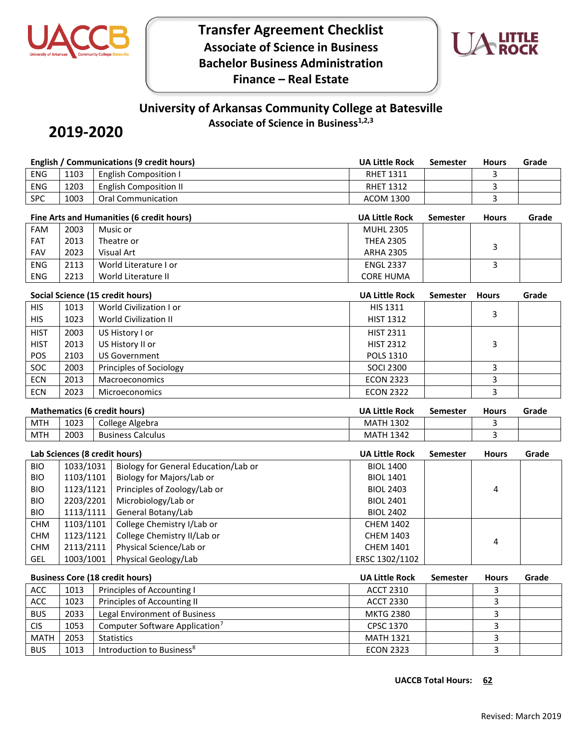# Transfer Agreement Checklist
## Associate of Science in Business
## Bachelor Business Administration
## Finance – Real Estate

## University of Arkansas Community College at Batesville
### Associate of Science in Business[1,2,3]

# 2019-2020

| English / Communications (9 credit hours) | | | UA Little Rock | Semester | Hours | Grade |
|---|---|---|---|---|---|---|
| ENG | 1103 | English Composition I | RHET 1311 | | 3 | |
| ENG | 1203 | English Composition II | RHET 1312 | | 3 | |
| SPC | 1003 | Oral Communication | ACOM 1300 | | 3 | |

| Fine Arts and Humanities (6 credit hours) | | | UA Little Rock | Semester | Hours | Grade |
|---|---|---|---|---|---|---|
| FAM | 2003 | Music or | MUHL 2305 | | | |
| FAT | 2013 | Theatre or | THEA 2305 | | 3 | |
| FAV | 2023 | Visual Art | ARHA 2305 | | | |
| ENG | 2113 | World Literature I or | ENGL 2337 | | 3 | |
| ENG | 2213 | World Literature II | CORE HUMA | | | |

| Social Science (15 credit hours) | | | UA Little Rock | Semester | Hours | Grade |
|---|---|---|---|---|---|---|
| HIS | 1013 | World Civilization I or | HIS 1311 | | 3 | |
| HIS | 1023 | World Civilization II | HIST 1312 | | | |
| HIST | 2003 | US History I or | HIST 2311 | | | |
| HIST | 2013 | US History II or | HIST 2312 | | 3 | |
| POS | 2103 | US Government | POLS 1310 | | | |
| SOC | 2003 | Principles of Sociology | SOCI 2300 | | 3 | |
| ECN | 2013 | Macroeconomics | ECON 2323 | | 3 | |
| ECN | 2023 | Microeconomics | ECON 2322 | | 3 | |

| Mathematics (6 credit hours) | | | UA Little Rock | Semester | Hours | Grade |
|---|---|---|---|---|---|---|
| MTH | 1023 | College Algebra | MATH 1302 | | 3 | |
| MTH | 2003 | Business Calculus | MATH 1342 | | 3 | |

| Lab Sciences (8 credit hours) | | | UA Little Rock | Semester | Hours | Grade |
|---|---|---|---|---|---|---|
| BIO | 1033/1031 | Biology for General Education/Lab or | BIOL 1400 | | | |
| BIO | 1103/1101 | Biology for Majors/Lab or | BIOL 1401 | | | |
| BIO | 1123/1121 | Principles of Zoology/Lab or | BIOL 2403 | | 4 | |
| BIO | 2203/2201 | Microbiology/Lab or | BIOL 2401 | | | |
| BIO | 1113/1111 | General Botany/Lab | BIOL 2402 | | | |
| CHM | 1103/1101 | College Chemistry I/Lab or | CHEM 1402 | | | |
| CHM | 1123/1121 | College Chemistry II/Lab or | CHEM 1403 | | 4 | |
| CHM | 2113/2111 | Physical Science/Lab or | CHEM 1401 | | | |
| GEL | 1003/1001 | Physical Geology/Lab | ERSC 1302/1102 | | | |

| Business Core (18 credit hours) | | | UA Little Rock | Semester | Hours | Grade |
|---|---|---|---|---|---|---|
| ACC | 1013 | Principles of Accounting I | ACCT 2310 | | 3 | |
| ACC | 1023 | Principles of Accounting II | ACCT 2330 | | 3 | |
| BUS | 2033 | Legal Environment of Business | MKTG 2380 | | 3 | |
| CIS | 1053 | Computer Software Application[7] | CPSC 1370 | | 3 | |
| MATH | 2053 | Statistics | MATH 1321 | | 3 | |
| BUS | 1013 | Introduction to Business[8] | ECON 2323 | | 3 | |

**UACCB Total Hours:** **62**

Revised: March 2019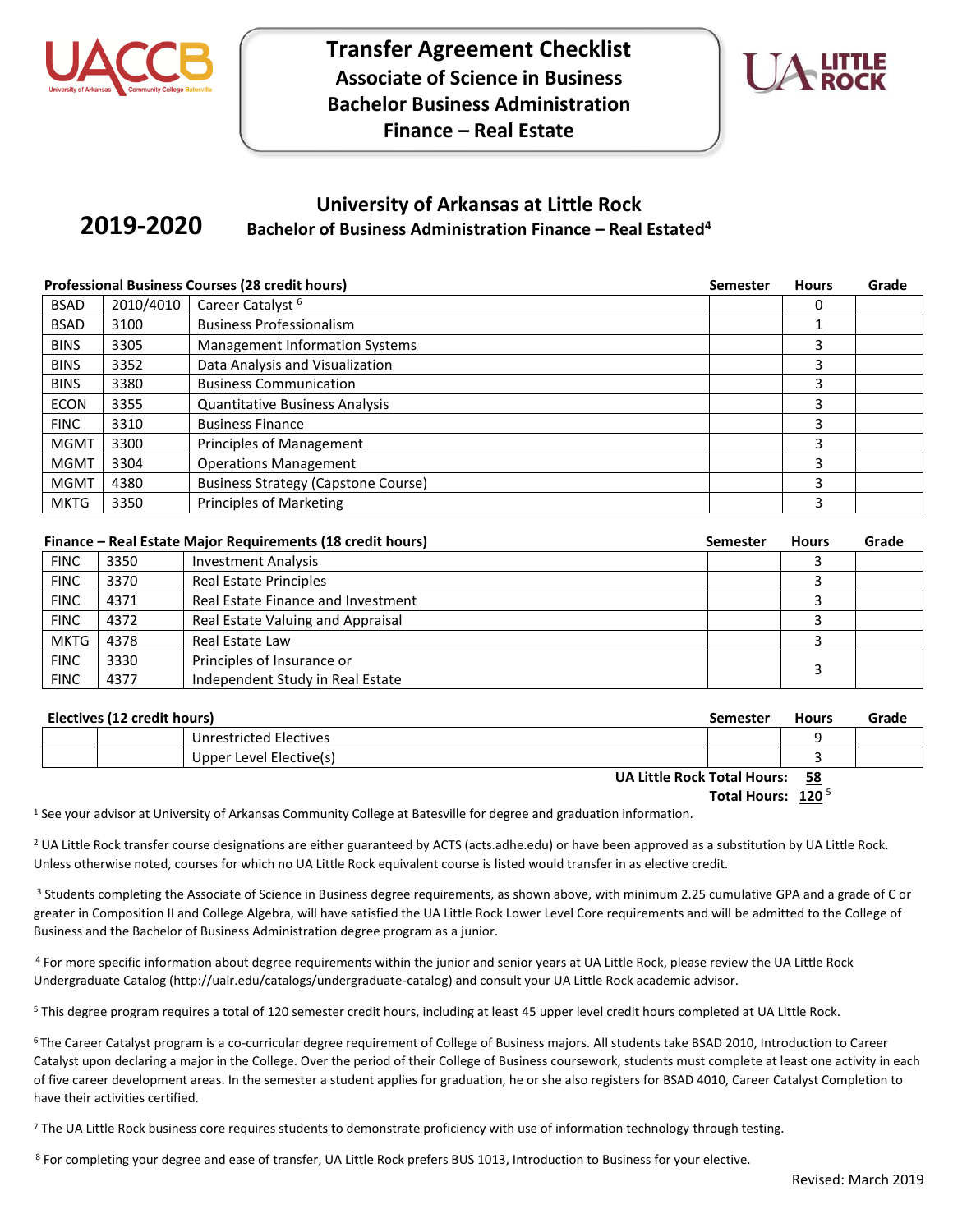# Transfer Agreement Checklist
## Associate of Science in Business
## Bachelor Business Administration
## Finance – Real Estate

**2019-2020**

## University of Arkansas at Little Rock
### Bachelor of Business Administration Finance – Real Estated[4]

| Professional Business Courses (28 credit hours) | | | Semester | Hours | Grade |
|---|---|---|---|---|---|
| BSAD | 2010/4010 | Career Catalyst [6] | | 0 | |
| BSAD | 3100 | Business Professionalism | | 1 | |
| BINS | 3305 | Management Information Systems | | 3 | |
| BINS | 3352 | Data Analysis and Visualization | | 3 | |
| BINS | 3380 | Business Communication | | 3 | |
| ECON | 3355 | Quantitative Business Analysis | | 3 | |
| FINC | 3310 | Business Finance | | 3 | |
| MGMT | 3300 | Principles of Management | | 3 | |
| MGMT | 3304 | Operations Management | | 3 | |
| MGMT | 4380 | Business Strategy (Capstone Course) | | 3 | |
| MKTG | 3350 | Principles of Marketing | | 3 | |

| Finance – Real Estate Major Requirements (18 credit hours) | | | Semester | Hours | Grade |
|---|---|---|---|---|---|
| FINC | 3350 | Investment Analysis | | 3 | |
| FINC | 3370 | Real Estate Principles | | 3 | |
| FINC | 4371 | Real Estate Finance and Investment | | 3 | |
| FINC | 4372 | Real Estate Valuing and Appraisal | | 3 | |
| MKTG | 4378 | Real Estate Law | | 3 | |
| FINC<br>FINC | 3330<br>4377 | Principles of Insurance or<br>Independent Study in Real Estate | | 3 | |

| Electives (12 credit hours) | | | Semester | Hours | Grade |
|---|---|---|---|---|---|
| | | Unrestricted Electives | | 9 | |
| | | Upper Level Elective(s) | | 3 | |

**UA Little Rock Total Hours: 58**

**Total Hours: 120** [5]

[1] See your advisor at University of Arkansas Community College at Batesville for degree and graduation information.

[2] UA Little Rock transfer course designations are either guaranteed by ACTS (acts.adhe.edu) or have been approved as a substitution by UA Little Rock. Unless otherwise noted, courses for which no UA Little Rock equivalent course is listed would transfer in as elective credit.

[3] Students completing the Associate of Science in Business degree requirements, as shown above, with minimum 2.25 cumulative GPA and a grade of C or greater in Composition II and College Algebra, will have satisfied the UA Little Rock Lower Level Core requirements and will be admitted to the College of Business and the Bachelor of Business Administration degree program as a junior.

[4] For more specific information about degree requirements within the junior and senior years at UA Little Rock, please review the UA Little Rock Undergraduate Catalog (http://ualr.edu/catalogs/undergraduate-catalog) and consult your UA Little Rock academic advisor.

[5] This degree program requires a total of 120 semester credit hours, including at least 45 upper level credit hours completed at UA Little Rock.

[6] The Career Catalyst program is a co-curricular degree requirement of College of Business majors. All students take BSAD 2010, Introduction to Career Catalyst upon declaring a major in the College. Over the period of their College of Business coursework, students must complete at least one activity in each of five career development areas. In the semester a student applies for graduation, he or she also registers for BSAD 4010, Career Catalyst Completion to have their activities certified.

[7] The UA Little Rock business core requires students to demonstrate proficiency with use of information technology through testing.

[8] For completing your degree and ease of transfer, UA Little Rock prefers BUS 1013, Introduction to Business for your elective.

Revised: March 2019